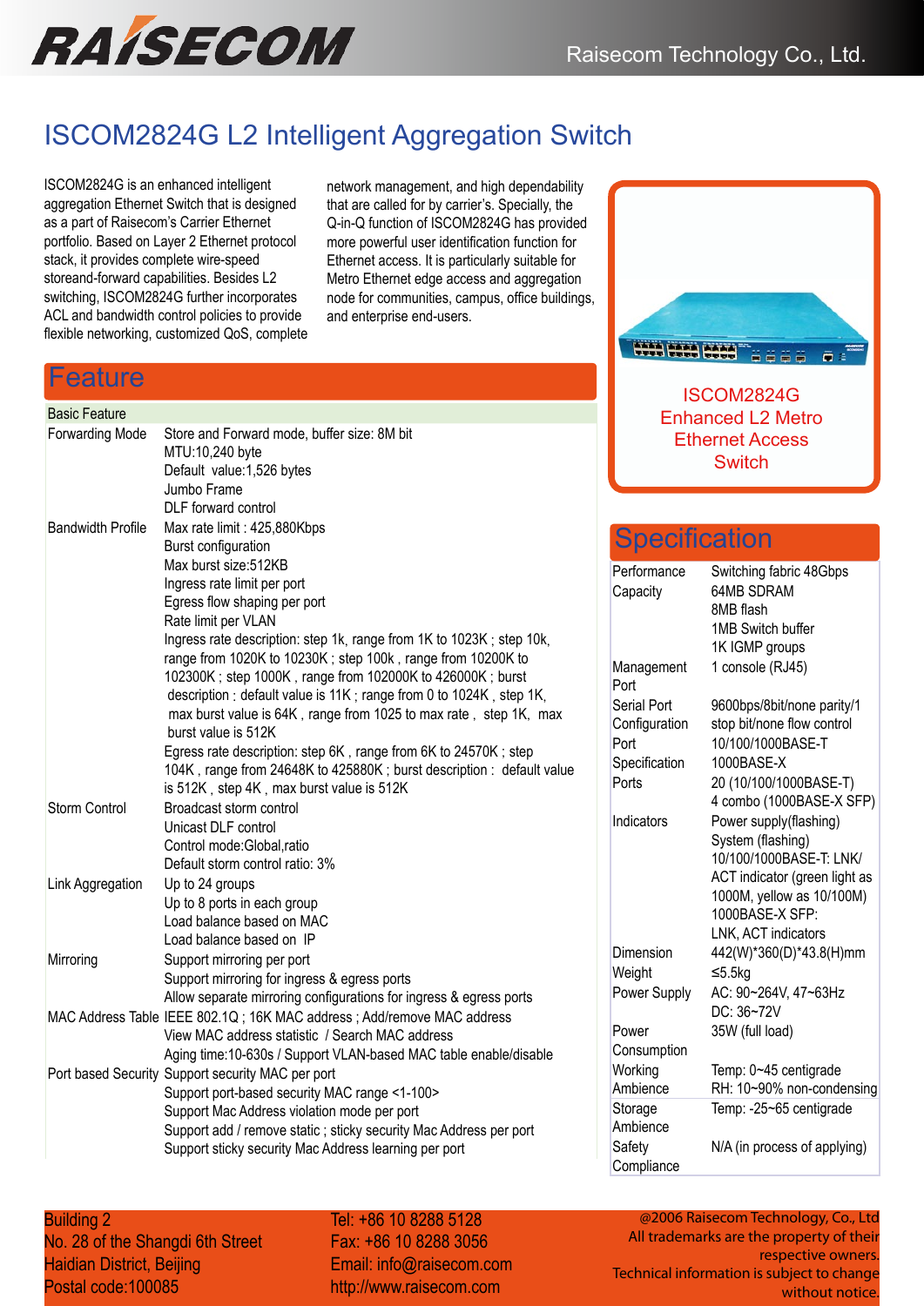# ISCOM2824G L2 Intelligent Aggregation Switch

ISCOM2824G is an enhanced intelligent aggregation Ethernet Switch that is designed as a part of Raisecom's Carrier Ethernet portfolio. Based on Layer 2 Ethernet protocol stack, it provides complete wire-speed storeand-forward capabilities. Besides L2 switching, ISCOM2824G further incorporates ACL and bandwidth control policies to provide flexible networking, customized QoS, complete network management, and high dependability that are called for by carrier's. Specially, the Q-in-Q function of ISCOM2824G has provided more powerful user identification function for Ethernet access. It is particularly suitable for Metro Ethernet edge access and aggregation node for communities, campus, office buildings, and enterprise end-users.

ISCOM2824G
Enhanced L2 Metro Ethernet Access Switch

## Feature

| Basic Feature | |
|---|---|
| Forwarding Mode | Store and Forward mode, buffer size: 8M bit<br>MTU:10,240 byte<br>Default value:1,526 bytes<br>Jumbo Frame<br>DLF forward control |
| Bandwidth Profile | Max rate limit : 425,880Kbps<br>Burst configuration<br>Max burst size:512KB<br>Ingress rate limit per port<br>Egress flow shaping per port<br>Rate limit per VLAN<br>Ingress rate description: step 1k, range from 1K to 1023K ; step 10k, range from 1020K to 10230K ; step 100k , range from 10200K to 102300K ; step 1000K , range from 102000K to 426000K ; burst description : default value is 11K ; range from 0 to 1024K , step 1K, max burst value is 64K , range from 1025 to max rate , step 1K, max burst value is 512K<br>Egress rate description: step 6K , range from 6K to 24570K ; step 104K , range from 24648K to 425880K ; burst description : default value is 512K , step 4K , max burst value is 512K |
| Storm Control | Broadcast storm control<br>Unicast DLF control<br>Control mode:Global,ratio<br>Default storm control ratio: 3% |
| Link Aggregation | Up to 24 groups<br>Up to 8 ports in each group<br>Load balance based on MAC<br>Load balance based on IP |
| Mirroring | Support mirroring per port<br>Support mirroring for ingress & egress ports<br>Allow separate mirroring configurations for ingress & egress ports |
| MAC Address Table | IEEE 802.1Q ; 16K MAC address ; Add/remove MAC address<br>View MAC address statistic / Search MAC address<br>Aging time:10-630s / Support VLAN-based MAC table enable/disable |
| Port based Security | Support security MAC per port<br>Support port-based security MAC range <1-100><br>Support Mac Address violation mode per port<br>Support add / remove static ; sticky security Mac Address per port<br>Support sticky security Mac Address learning per port |

## Specification

| | |
|---|---|
| Performance Capacity | Switching fabric 48Gbps<br>64MB SDRAM<br>8MB flash<br>1MB Switch buffer<br>1K IGMP groups |
| Management Port | 1 console (RJ45) |
| Serial Port Configuration | 9600bps/8bit/none parity/1 stop bit/none flow control |
| Port Specification | 10/100/1000BASE-T<br>1000BASE-X |
| Ports | 20 (10/100/1000BASE-T)<br>4 combo (1000BASE-X SFP) |
| Indicators | Power supply(flashing)<br>System (flashing)<br>10/100/1000BASE-T: LNK/ACT indicator (green light as 1000M, yellow as 10/100M)<br>1000BASE-X SFP:<br>LNK, ACT indicators |
| Dimension | 442(W)*360(D)*43.8(H)mm |
| Weight | ≤5.5kg |
| Power Supply | AC: 90~264V, 47~63Hz<br>DC: 36~72V |
| Power Consumption | 35W (full load) |
| Working Ambience | Temp: 0~45 centigrade<br>RH: 10~90% non-condensing |
| Storage Ambience | Temp: -25~65 centigrade |
| Safety Compliance | N/A (in process of applying) |

Building 2
No. 28 of the Shangdi 6th Street
Haidian District, Beijing
Postal code:100085

Tel: +86 10 8288 5128
Fax: +86 10 8288 3056
Email: info@raisecom.com
http://www.raisecom.com

@2006 Raisecom Technology, Co., Ltd
All trademarks are the property of their respective owners.
Technical information is subject to change without notice.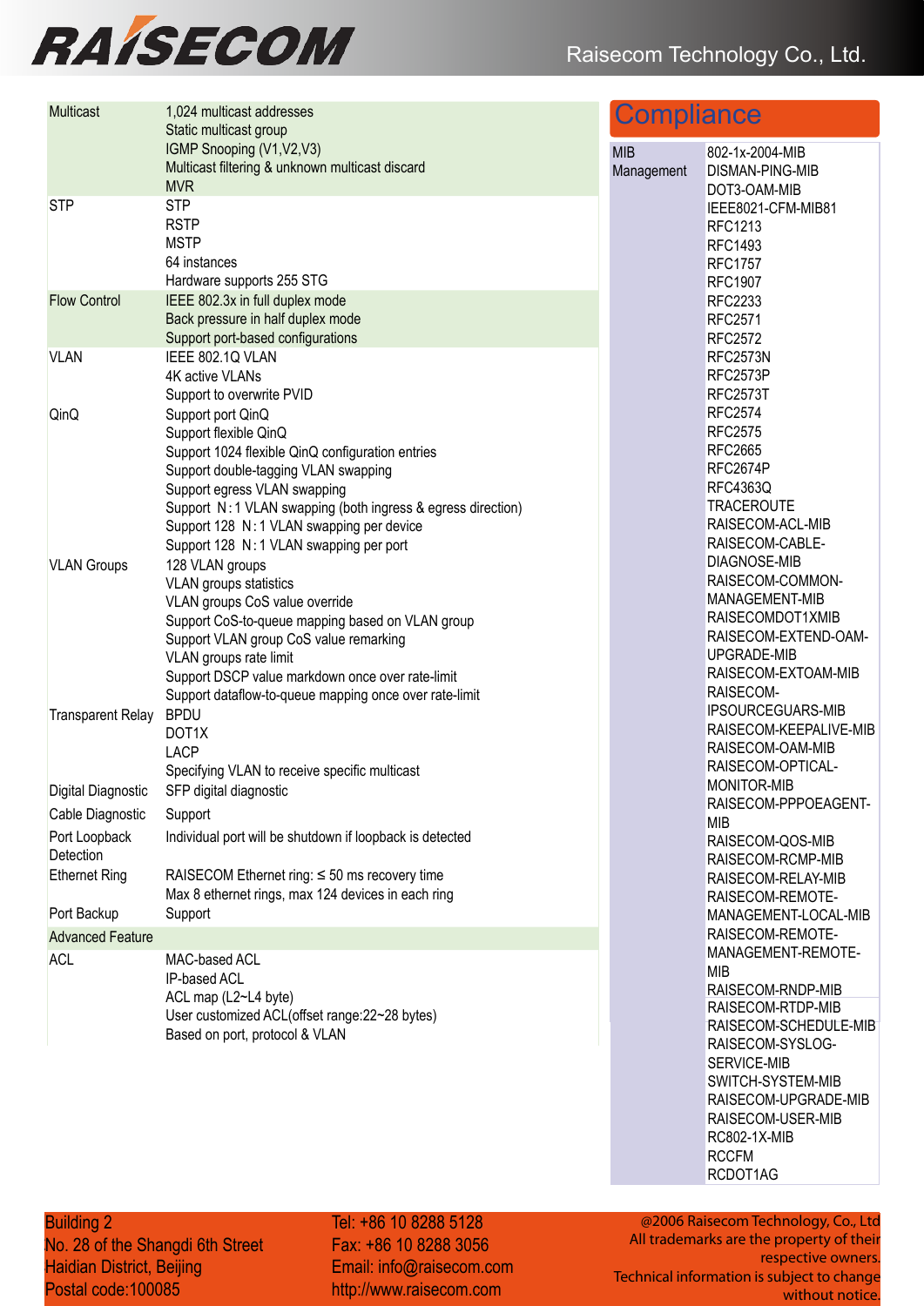| | |
|---|---|
| Multicast | 1,024 multicast addresses<br>Static multicast group<br>IGMP Snooping (V1,V2,V3)<br>Multicast filtering & unknown multicast discard<br>MVR |
| STP | STP<br>RSTP<br>MSTP<br>64 instances<br>Hardware supports 255 STG |
| Flow Control | IEEE 802.3x in full duplex mode<br>Back pressure in half duplex mode<br>Support port-based configurations |
| VLAN | IEEE 802.1Q VLAN<br>4K active VLANs<br>Support to overwrite PVID |
| QinQ | Support port QinQ<br>Support flexible QinQ<br>Support 1024 flexible QinQ configuration entries<br>Support double-tagging VLAN swapping<br>Support egress VLAN swapping<br>Support N : 1 VLAN swapping (both ingress & egress direction)<br>Support 128 N : 1 VLAN swapping per device<br>Support 128 N : 1 VLAN swapping per port |
| VLAN Groups | 128 VLAN groups<br>VLAN groups statistics<br>VLAN groups CoS value override<br>Support CoS-to-queue mapping based on VLAN group<br>Support VLAN group CoS value remarking<br>VLAN groups rate limit<br>Support DSCP value markdown once over rate-limit<br>Support dataflow-to-queue mapping once over rate-limit |
| Transparent Relay | BPDU<br>DOT1X<br>LACP<br>Specifying VLAN to receive specific multicast |
| Digital Diagnostic | SFP digital diagnostic |
| Cable Diagnostic | Support |
| Port Loopback Detection | Individual port will be shutdown if loopback is detected |
| Ethernet Ring | RAISECOM Ethernet ring: ≤ 50 ms recovery time<br>Max 8 ethernet rings, max 124 devices in each ring |
| Port Backup | Support |
| **Advanced Feature** | |
| ACL | MAC-based ACL<br>IP-based ACL<br>ACL map (L2~L4 byte)<br>User customized ACL(offset range:22~28 bytes)<br>Based on port, protocol & VLAN |

## Compliance

| | |
|---|---|
| MIB Management | 802-1x-2004-MIB<br>DISMAN-PING-MIB<br>DOT3-OAM-MIB<br>IEEE8021-CFM-MIB81<br>RFC1213<br>RFC1493<br>RFC1757<br>RFC1907<br>RFC2233<br>RFC2571<br>RFC2572<br>RFC2573N<br>RFC2573P<br>RFC2573T<br>RFC2574<br>RFC2575<br>RFC2665<br>RFC2674P<br>RFC4363Q<br>TRACEROUTE<br>RAISECOM-ACL-MIB<br>RAISECOM-CABLE-DIAGNOSE-MIB<br>RAISECOM-COMMON-MANAGEMENT-MIB<br>RAISECOMDOT1XMIB<br>RAISECOM-EXTEND-OAM-UPGRADE-MIB<br>RAISECOM-EXTOAM-MIB<br>RAISECOM-IPSOURCEGUARDS-MIB<br>RAISECOM-KEEPALIVE-MIB<br>RAISECOM-OAM-MIB<br>RAISECOM-OPTICAL-MONITOR-MIB<br>RAISECOM-PPPOEAGENT-MIB<br>RAISECOM-QOS-MIB<br>RAISECOM-RCMP-MIB<br>RAISECOM-RELAY-MIB<br>RAISECOM-REMOTE-MANAGEMENT-LOCAL-MIB<br>RAISECOM-REMOTE-MANAGEMENT-REMOTE-MIB<br>RAISECOM-RNDP-MIB<br>RAISECOM-RTDP-MIB<br>RAISECOM-SCHEDULE-MIB<br>RAISECOM-SYSLOG-SERVICE-MIB<br>SWITCH-SYSTEM-MIB<br>RAISECOM-UPGRADE-MIB<br>RAISECOM-USER-MIB<br>RC802-1X-MIB<br>RCCFM<br>RCDOT1AG |

Building 2
No. 28 of the Shangdi 6th Street
Haidian District, Beijing
Postal code:100085

Tel: +86 10 8288 5128
Fax: +86 10 8288 3056
Email: info@raisecom.com
http://www.raisecom.com

@2006 Raisecom Technology, Co., Ltd
All trademarks are the property of their respective owners.
Technical information is subject to change without notice.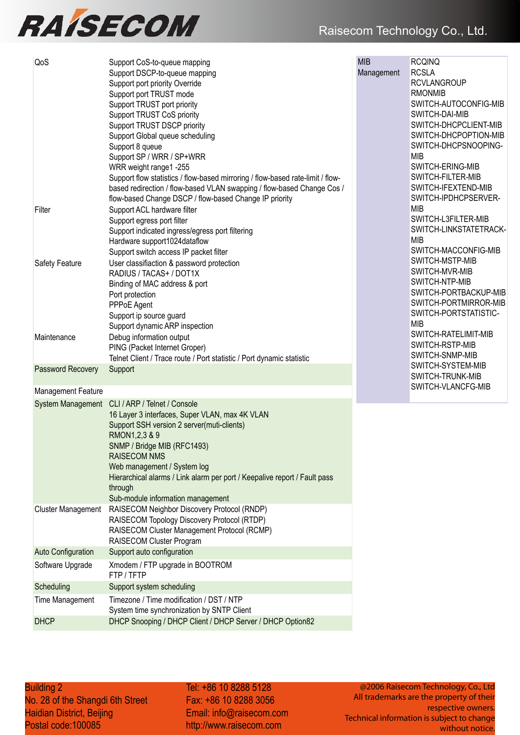| | |
|---|---|
| QoS | Support CoS-to-queue mapping<br>Support DSCP-to-queue mapping<br>Support port priority Override<br>Support port TRUST mode<br>Support TRUST port priority<br>Support TRUST CoS priority<br>Support TRUST DSCP priority<br>Support Global queue scheduling<br>Support 8 queue<br>Support SP / WRR / SP+WRR<br>WRR weight range1 -255<br>Support flow statistics / flow-based mirroring / flow-based rate-limit / flow-based redirection / flow-based VLAN swapping / flow-based Change Cos / flow-based Change DSCP / flow-based Change IP priority |
| Filter | Support ACL hardware filter<br>Support egress port filter<br>Support indicated ingress/egress port filtering<br>Hardware support1024dataflow<br>Support switch access IP packet filter |
| Safety Feature | User classifiaction & password protection<br>RADIUS / TACAS+ / DOT1X<br>Binding of MAC address & port<br>Port protection<br>PPPoE Agent<br>Support ip source guard<br>Support dynamic ARP inspection |
| Maintenance | Debug information output<br>PING (Packet Internet Groper)<br>Telnet Client / Trace route / Port statistic / Port dynamic statistic |
| Password Recovery | Support |
| Management Feature | |
| System Management | CLI / ARP / Telnet / Console<br>16 Layer 3 interfaces, Super VLAN, max 4K VLAN<br>Support SSH version 2 server(muti-clients)<br>RMON1,2,3 & 9<br>SNMP / Bridge MIB (RFC1493)<br>RAISECOM NMS<br>Web management / System log<br>Hierarchical alarms / Link alarm per port / Keepalive report / Fault pass through<br>Sub-module information management |
| Cluster Management | RAISECOM Neighbor Discovery Protocol (RNDP)<br>RAISECOM Topology Discovery Protocol (RTDP)<br>RAISECOM Cluster Management Protocol (RCMP)<br>RAISECOM Cluster Program |
| Auto Configuration | Support auto configuration |
| Software Upgrade | Xmodem / FTP upgrade in BOOTROM<br>FTP / TFTP |
| Scheduling | Support system scheduling |
| Time Management | Timezone / Time modification / DST / NTP<br>System time synchronization by SNTP Client |
| DHCP | DHCP Snooping / DHCP Client / DHCP Server / DHCP Option82 |

| | |
|---|---|
| MIB Management | RCQINQ<br>RCSLA<br>RCVLANGROUP<br>RMONMIB<br>SWITCH-AUTOCONFIG-MIB<br>SWITCH-DAI-MIB<br>SWITCH-DHCPCLIENT-MIB<br>SWITCH-DHCPOPTION-MIB<br>SWITCH-DHCPSNOOPING-MIB<br>SWITCH-ERING-MIB<br>SWITCH-FILTER-MIB<br>SWITCH-IFEXTEND-MIB<br>SWITCH-IPDHCPSERVER-MIB<br>SWITCH-L3FILTER-MIB<br>SWITCH-LINKSTATETRACK-MIB<br>SWITCH-MACCONFIG-MIB<br>SWITCH-MSTP-MIB<br>SWITCH-MVR-MIB<br>SWITCH-NTP-MIB<br>SWITCH-PORTBACKUP-MIB<br>SWITCH-PORTMIRROR-MIB<br>SWITCH-PORTSTATISTIC-MIB<br>SWITCH-RATELIMIT-MIB<br>SWITCH-RSTP-MIB<br>SWITCH-SNMP-MIB<br>SWITCH-SYSTEM-MIB<br>SWITCH-TRUNK-MIB<br>SWITCH-VLANCFG-MIB |

Building 2
No. 28 of the Shangdi 6th Street
Haidian District, Beijing
Postal code:100085

Tel: +86 10 8288 5128
Fax: +86 10 8288 3056
Email: info@raisecom.com
http://www.raisecom.com

@2006 Raisecom Technology, Co., Ltd
All trademarks are the property of their respective owners.
Technical information is subject to change without notice.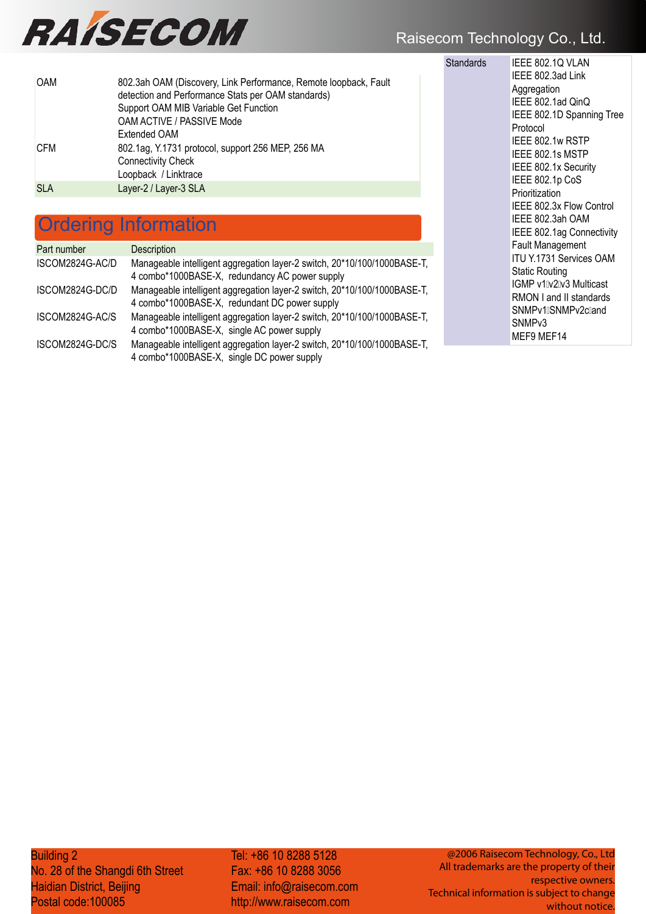| | |
|---|---|
| OAM | 802.3ah OAM (Discovery, Link Performance, Remote loopback, Fault detection and Performance Stats per OAM standards)<br>Support OAM MIB Variable Get Function<br>OAM ACTIVE / PASSIVE Mode<br>Extended OAM |
| CFM | 802.1ag, Y.1731 protocol, support 256 MEP, 256 MA<br>Connectivity Check<br>Loopback / Linktrace |
| SLA | Layer-2 / Layer-3 SLA |

## Ordering Information

| Part number | Description |
|---|---|
| ISCOM2824G-AC/D | Manageable intelligent aggregation layer-2 switch, 20*10/100/1000BASE-T, 4 combo*1000BASE-X, redundancy AC power supply |
| ISCOM2824G-DC/D | Manageable intelligent aggregation layer-2 switch, 20*10/100/1000BASE-T, 4 combo*1000BASE-X, redundant DC power supply |
| ISCOM2824G-AC/S | Manageable intelligent aggregation layer-2 switch, 20*10/100/1000BASE-T, 4 combo*1000BASE-X, single AC power supply |
| ISCOM2824G-DC/S | Manageable intelligent aggregation layer-2 switch, 20*10/100/1000BASE-T, 4 combo*1000BASE-X, single DC power supply |

| | |
|---|---|
| Standards | IEEE 802.1Q VLAN<br>IEEE 802.3ad Link Aggregation<br>IEEE 802.1ad QinQ<br>IEEE 802.1D Spanning Tree Protocol<br>IEEE 802.1w RSTP<br>IEEE 802.1s MSTP<br>IEEE 802.1x Security<br>IEEE 802.1p CoS Prioritization<br>IEEE 802.3x Flow Control<br>IEEE 802.3ah OAM<br>IEEE 802.1ag Connectivity Fault Management<br>ITU Y.1731 Services OAM<br>Static Routing<br>IGMP v1、v2、v3 Multicast<br>RMON I and II standards<br>SNMPv1、SNMPv2c、and SNMPv3<br>MEF9 MEF14 |

Building 2
No. 28 of the Shangdi 6th Street
Haidian District, Beijing
Postal code:100085

Tel: +86 10 8288 5128
Fax: +86 10 8288 3056
Email: info@raisecom.com
http://www.raisecom.com

@2006 Raisecom Technology, Co., Ltd
All trademarks are the property of their respective owners.
Technical information is subject to change without notice.